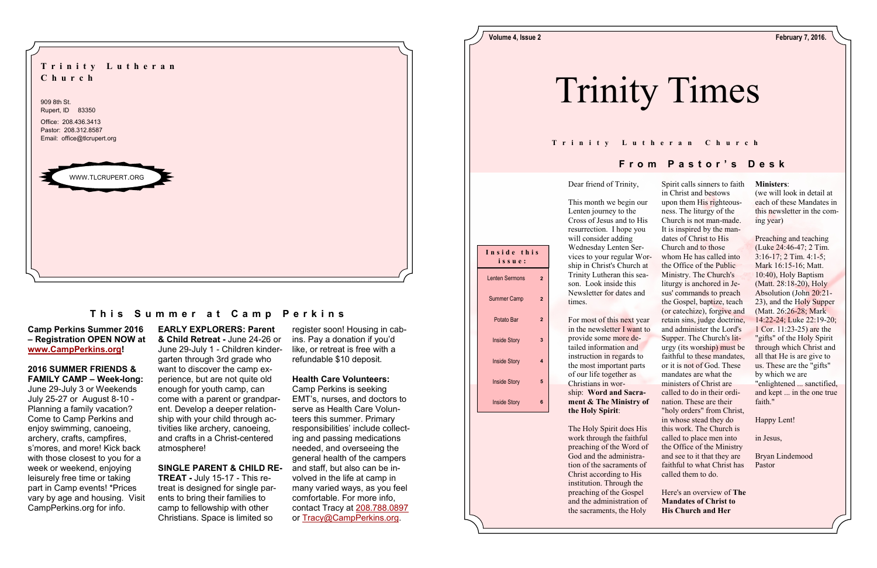**Trinity Lutheran Church**

909 8th St.
Rupert, ID 83350

Office: 208.436.3413
Pastor: 208.312.8587
Email: office@tlcrupert.org

WWW.TLCRUPERT.ORG

# Trinity Times

**Trinity Lutheran Church**

Volume 4, Issue 2 — February 7, 2016.

## From Pastor's Desk

Dear friend of Trinity,

This month we begin our Lenten journey to the Cross of Jesus and to His resurrection. I hope you will consider adding Wednesday Lenten Services to your regular Worship in Christ's Church at Trinity Lutheran this season. Look inside this Newsletter for dates and times.

For most of this next year in the newsletter I want to provide some more detailed information and instruction in regards to the most important parts of our life together as Christians in worship: **Word and Sacrament & The Ministry of the Holy Spirit**:

The Holy Spirit does His work through the faithful preaching of the Word of God and the administration of the sacraments of Christ according to His institution. Through the preaching of the Gospel and the administration of the sacraments, the Holy Spirit calls sinners to faith in Christ and bestows upon them His righteousness. The liturgy of the Church is not man-made. It is inspired by the mandates of Christ to His Church and to those whom He has called into the Office of the Public Ministry. The Church's liturgy is anchored in Jesus' commands to preach the Gospel, baptize, teach (or catechize), forgive and retain sins, judge doctrine, and administer the Lord's Supper. The Church's liturgy (its worship) must be faithful to these mandates, or it is not of God. These mandates are what the ministers of Christ are called to do in their ordination. These are their "holy orders" from Christ, in whose stead they do this work. The Church is called to place men into the Office of the Ministry and see to it that they are faithful to what Christ has called them to do.

Here's an overview of **The Mandates of Christ to His Church and Her Ministers**:

(we will look in detail at each of these Mandates in this newsletter in the coming year)

Preaching and teaching (Luke 24:46-47; 2 Tim. 3:16-17; 2 Tim. 4:1-5; Mark 16:15-16; Matt. 10:40), Holy Baptism (Matt. 28:18-20), Holy Absolution (John 20:21-23), and the Holy Supper (Matt. 26:26-28; Mark 14:22-24; Luke 22:19-20; 1 Cor. 11:23-25) are the "gifts" of the Holy Spirit through which Christ and all that He is are give to us. These are the "gifts" by which we are "enlightened ... sanctified, and kept ... in the one true faith."

Happy Lent!

in Jesus,

Bryan Lindemood
Pastor

| Inside this issue: | |
|---|---|
| Lenten Sermons | 2 |
| Summer Camp | 2 |
| Potato Bar | 2 |
| Inside Story | 3 |
| Inside Story | 4 |
| Inside Story | 5 |
| Inside Story | 6 |

## This Summer at Camp Perkins

**Camp Perkins Summer 2016 – Registration OPEN NOW at www.CampPerkins.org!**

**2016 SUMMER FRIENDS & FAMILY CAMP – Week-long:** June 29-July 3 or Weekends July 25-27 or August 8-10 - Planning a family vacation? Come to Camp Perkins and enjoy swimming, canoeing, archery, crafts, campfires, s'mores, and more! Kick back with those closest to you for a week or weekend, enjoying leisurely free time or taking part in Camp events! *Prices vary by age and housing. Visit CampPerkins.org for info.

**EARLY EXPLORERS: Parent & Child Retreat -** June 24-26 or June 29-July 1 - Children kindergarten through 3rd grade who want to discover the camp experience, but are not quite old enough for youth camp, can come with a parent or grandparent. Develop a deeper relationship with your child through activities like archery, canoeing, and crafts in a Christ-centered atmosphere!

**SINGLE PARENT & CHILD RETREAT -** July 15-17 - This retreat is designed for single parents to bring their families to camp to fellowship with other Christians. Space is limited so register soon! Housing in cabins. Pay a donation if you'd like, or retreat is free with a refundable $10 deposit.

**Health Care Volunteers:** Camp Perkins is seeking EMT's, nurses, and doctors to serve as Health Care Volunteers this summer. Primary responsibilities' include collecting and passing medications needed, and overseeing the general health of the campers and staff, but also can be involved in the life at camp in many varied ways, as you feel comfortable. For more info, contact Tracy at 208.788.0897 or Tracy@CampPerkins.org.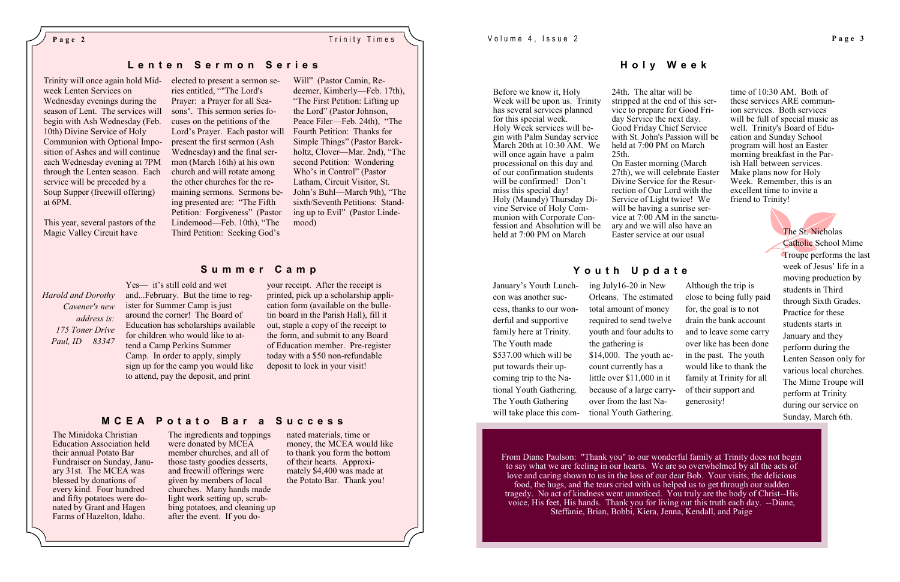## Lenten Sermon Series

Trinity will once again hold Mid-week Lenten Services on Wednesday evenings during the season of Lent. The services will begin with Ash Wednesday (Feb. 10th) Divine Service of Holy Communion with Optional Imposition of Ashes and will continue each Wednesday evening at 7PM through the Lenten season. Each service will be preceded by a Soup Supper (freewill offering) at 6PM.

This year, several pastors of the Magic Valley Circuit have elected to present a sermon series entitled, “"The Lord's Prayer: a Prayer for all Seasons". This sermon series focuses on the petitions of the Lord’s Prayer. Each pastor will present the first sermon (Ash Wednesday) and the final sermon (March 16th) at his own church and will rotate among the other churches for the remaining sermons. Sermons being presented are: “The Fifth Petition: Forgiveness” (Pastor Lindemood—Feb. 10th), “The Third Petition: Seeking God’s Will” (Pastor Camin, Redeemer, Kimberly—Feb. 17th), “The First Petition: Lifting up the Lord” (Pastor Johnson, Peace Filer—Feb. 24th), “The Fourth Petition: Thanks for Simple Things” (Pastor Barckholtz, Clover—Mar. 2nd), “The second Petition: Wondering Who’s in Control” (Pastor Latham, Circuit Visitor, St. John’s Buhl—March 9th), “The sixth/Seventh Petitions: Standing up to Evil” (Pastor Lindemood)

## Summer Camp

*Harold and Dorothy Cavener's new address is: 175 Toner Drive Paul, ID 83347*

Yes— it’s still cold and wet and...February. But the time to register for Summer Camp is just around the corner! The Board of Education has scholarships available for children who would like to attend a Camp Perkins Summer Camp. In order to apply, simply sign up for the camp you would like to attend, pay the deposit, and print your receipt. After the receipt is printed, pick up a scholarship application form (available on the bulletin board in the Parish Hall), fill it out, staple a copy of the receipt to the form, and submit to any Board of Education member. Pre-register today with a $50 non-refundable deposit to lock in your visit!

## MCEA Potato Bar a Success

The Minidoka Christian Education Association held their annual Potato Bar Fundraiser on Sunday, January 31st. The MCEA was blessed by donations of every kind. Four hundred and fifty potatoes were donated by Grant and Hagen Farms of Hazelton, Idaho. The ingredients and toppings were donated by MCEA member churches, and all of those tasty goodies desserts, and freewill offerings were given by members of local churches. Many hands made light work setting up, scrubbing potatoes, and cleaning up after the event. If you donated materials, time or money, the MCEA would like to thank you form the bottom of their hearts. Approximately $4,400 was made at the Potato Bar. Thank you!

## Holy Week

Before we know it, Holy Week will be upon us. Trinity has several services planned for this special week.
Holy Week services will begin with Palm Sunday service March 20th at 10:30 AM. We will once again have a palm processional on this day and of our confirmation students will be confirmed! Don’t miss this special day!
Holy (Maundy) Thursday Divine Service of Holy Communion with Corporate Confession and Absolution will be held at 7:00 PM on March 24th. The altar will be stripped at the end of this service to prepare for Good Friday Service the next day.
Good Friday Chief Service with St. John's Passion will be held at 7:00 PM on March 25th.
On Easter morning (March 27th), we will celebrate Easter Divine Service for the Resurrection of Our Lord with the Service of Light twice! We will be having a sunrise service at 7:00 AM in the sanctuary and we will also have an Easter service at our usual time of 10:30 AM. Both of these services ARE communion services. Both services will be full of special music as well. Trinity's Board of Education and Sunday School program will host an Easter morning breakfast in the Parish Hall between services. Make plans now for Holy Week. Remember, this is an excellent time to invite a friend to Trinity!

## Youth Update

January’s Youth Luncheon was another success, thanks to our wonderful and supportive family here at Trinity. The Youth made $537.00 which will be put towards their upcoming trip to the National Youth Gathering. The Youth Gathering will take place this coming July16-20 in New Orleans. The estimated total amount of money required to send twelve youth and four adults to the gathering is $14,000. The youth account currently has a little over $11,000 in it because of a large carry-over from the last National Youth Gathering. Although the trip is close to being fully paid for, the goal is to not drain the bank account and to leave some carry over like has been done in the past. The youth would like to thank the family at Trinity for all of their support and generosity!

The St. Nicholas Catholic School Mime Troupe performs the last week of Jesus’ life in a moving production by students in Third through Sixth Grades. Practice for these students starts in January and they perform during the Lenten Season only for various local churches. The Mime Troupe will perform at Trinity during our service on Sunday, March 6th.

From Diane Paulson: "Thank you" to our wonderful family at Trinity does not begin to say what we are feeling in our hearts. We are so overwhelmed by all the acts of love and caring shown to us in the loss of our dear Bob. Your visits, the delicious food, the hugs, and the tears cried with us helped us to get through our sudden tragedy. No act of kindness went unnoticed. You truly are the body of Christ--His voice, His feet, His hands. Thank you for living out this truth each day. --Diane, Steffanie, Brian, Bobbi, Kiera, Jenna, Kendall, and Paige